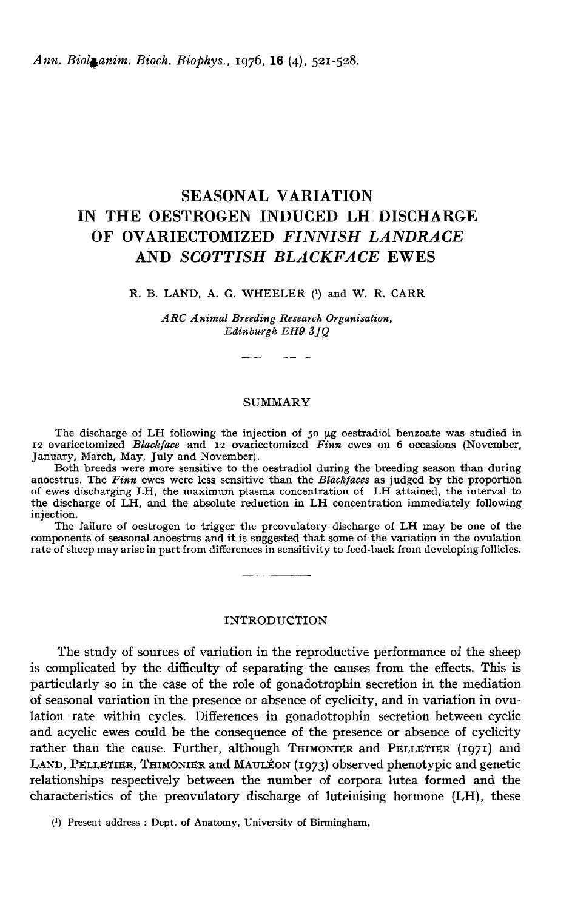# SEASONAL VARIATION IN THE OESTROGEN INDUCED LH DISCHARGE OF OVARIECTOMIZED *FINNISH LANDRACE* AND *SCOTTISH BLACKFACE* EWES

R. B. LAND, A. G. WHEELER [1] and W. R. CARR

*ARC Animal Breeding Research Organisation, Edinburgh EH9 3JQ*

## SUMMARY

The discharge of LH following the injection of 50 µg oestradiol benzoate was studied in 12 ovariectomized *Blackface* and 12 ovariectomized *Finn* ewes on 6 occasions (November, January, March, May, July and November).

Both breeds were more sensitive to the oestradiol during the breeding season than during anoestrus. The *Finn* ewes were less sensitive than the *Blackfaces* as judged by the proportion of ewes discharging LH, the maximum plasma concentration of LH attained, the interval to the discharge of LH, and the absolute reduction in LH concentration immediately following injection.

The failure of oestrogen to trigger the preovulatory discharge of LH may be one of the components of seasonal anoestrus and it is suggested that some of the variation in the ovulation rate of sheep may arise in part from differences in sensitivity to feed-back from developing follicles.

## INTRODUCTION

The study of sources of variation in the reproductive performance of the sheep is complicated by the difficulty of separating the causes from the effects. This is particularly so in the case of the role of gonadotrophin secretion in the mediation of seasonal variation in the presence or absence of cyclicity, and in variation in ovulation rate within cycles. Differences in gonadotrophin secretion between cyclic and acyclic ewes could be the consequence of the presence or absence of cyclicity rather than the cause. Further, although THIMONIER and PELLETIER (1971) and LAND, PELLETIER, THIMONIER and MAULÉON (1973) observed phenotypic and genetic relationships respectively between the number of corpora lutea formed and the characteristics of the preovulatory discharge of luteinising hormone (LH), these

[1] Present address : Dept. of Anatomy, University of Birmingham.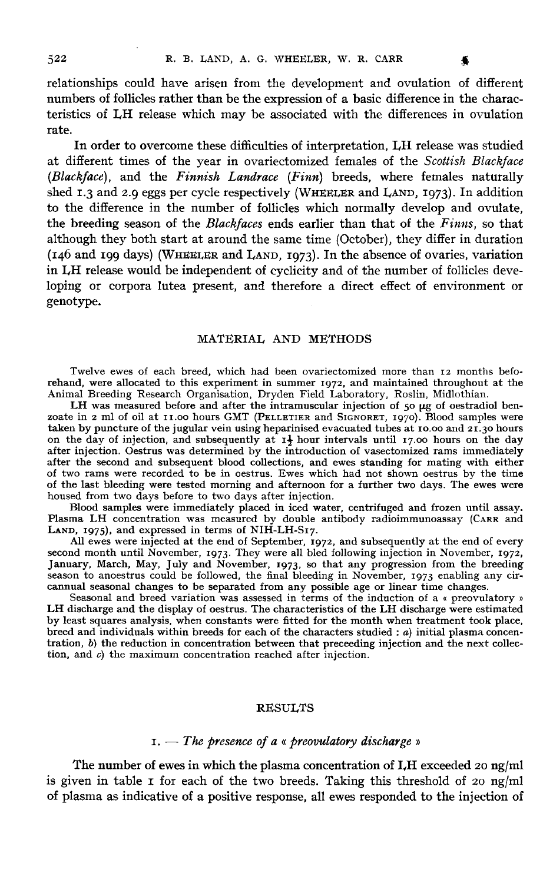relationships could have arisen from the development and ovulation of different numbers of follicles rather than be the expression of a basic difference in the characteristics of LH release which may be associated with the differences in ovulation rate.

In order to overcome these difficulties of interpretation, LH release was studied at different times of the year in ovariectomized females of the *Scottish Blackface* (*Blackface*), and the *Finnish Landrace* (*Finn*) breeds, where females naturally shed 1.3 and 2.9 eggs per cycle respectively (WHEELER and LAND, 1973). In addition to the difference in the number of follicles which normally develop and ovulate, the breeding season of the *Blackfaces* ends earlier than that of the *Finns*, so that although they both start at around the same time (October), they differ in duration (146 and 199 days) (WHEELER and LAND, 1973). In the absence of ovaries, variation in LH release would be independent of cyclicity and of the number of follicles developing or corpora lutea present, and therefore a direct effect of environment or genotype.

## MATERIAL AND METHODS

Twelve ewes of each breed, which had been ovariectomized more than 12 months beforehand, were allocated to this experiment in summer 1972, and maintained throughout at the Animal Breeding Research Organisation, Dryden Field Laboratory, Roslin, Midlothian.

LH was measured before and after the intramuscular injection of 50 µg of oestradiol benzoate in 2 ml of oil at 11.00 hours GMT (PELLETIER and SIGNORET, 1970). Blood samples were taken by puncture of the jugular vein using heparinised evacuated tubes at 10.00 and 21.30 hours on the day of injection, and subsequently at $1\frac{1}{2}$ hour intervals until 17.00 hours on the day after injection. Oestrus was determined by the introduction of vasectomized rams immediately after the second and subsequent blood collections, and ewes standing for mating with either of two rams were recorded to be in oestrus. Ewes which had not shown oestrus by the time of the last bleeding were tested morning and afternoon for a further two days. The ewes were housed from two days before to two days after injection.

Blood samples were immediately placed in iced water, centrifuged and frozen until assay. Plasma LH concentration was measured by double antibody radioimmunoassay (CARR and LAND, 1975), and expressed in terms of NIH-LH-S17.

All ewes were injected at the end of September, 1972, and subsequently at the end of every second month until November, 1973. They were all bled following injection in November, 1972, January, March, May, July and November, 1973, so that any progression from the breeding season to anoestrus could be followed, the final bleeding in November, 1973 enabling any circannual seasonal changes to be separated from any possible age or linear time changes.

Seasonal and breed variation was assessed in terms of the induction of a « preovulatory » LH discharge and the display of oestrus. The characteristics of the LH discharge were estimated by least squares analysis, when constants were fitted for the month when treatment took place, breed and individuals within breeds for each of the characters studied : *a*) initial plasma concentration, *b*) the reduction in concentration between that preceeding injection and the next collection, and *c*) the maximum concentration reached after injection.

## RESULTS

### 1. — *The presence of a « preovulatory discharge »*

The number of ewes in which the plasma concentration of LH exceeded 20 ng/ml is given in table 1 for each of the two breeds. Taking this threshold of 20 ng/ml of plasma as indicative of a positive response, all ewes responded to the injection of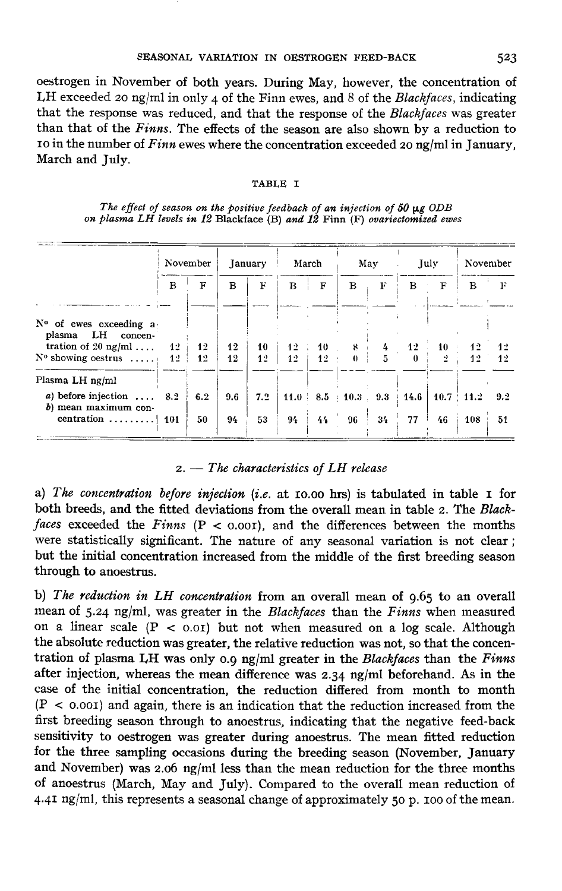oestrogen in November of both years. During May, however, the concentration of LH exceeded 20 ng/ml in only 4 of the Finn ewes, and 8 of the *Blackfaces*, indicating that the response was reduced, and that the response of the *Blackfaces* was greater than that of the *Finns*. The effects of the season are also shown by a reduction to 10 in the number of *Finn* ewes where the concentration exceeded 20 ng/ml in January, March and July.

TABLE 1

*The effect of season on the positive feedback of an injection of 50 µg ODB on plasma LH levels in 12* Blackface (B) *and 12* Finn (F) *ovariectomized ewes*

| | November | | January | | March | | May | | July | | November | |
|---|---|---|---|---|---|---|---|---|---|---|---|---|
| | B | F | B | F | B | F | B | F | B | F | B | F |
| N° of ewes exceeding a plasma LH concentration of 20 ng/ml | 12 | 12 | 12 | 10 | 12 | 10 | 8 | 4 | 12 | 10 | 12 | 12 |
| N° showing oestrus | 12 | 12 | 12 | 12 | 12 | 12 | 0 | 5 | 0 | 2 | 12 | 12 |
| Plasma LH ng/ml | | | | | | | | | | | | |
| *a*) before injection | 8.2 | 6.2 | 9.6 | 7.2 | 11.0 | 8.5 | 10.3 | 9.3 | 14.6 | 10.7 | 11.2 | 9.2 |
| *b*) mean maximum concentration | 101 | 50 | 94 | 53 | 94 | 44 | 96 | 34 | 77 | 46 | 108 | 51 |

## 2. — *The characteristics of LH release*

a) *The concentration before injection* (*i.e.* at 10.00 hrs) is tabulated in table 1 for both breeds, and the fitted deviations from the overall mean in table 2. The *Blackfaces* exceeded the *Finns* ($P < 0.001$), and the differences between the months were statistically significant. The nature of any seasonal variation is not clear; but the initial concentration increased from the middle of the first breeding season through to anoestrus.

b) *The reduction in LH concentration* from an overall mean of 9.65 to an overall mean of 5.24 ng/ml, was greater in the *Blackfaces* than the *Finns* when measured on a linear scale ($P < 0.01$) but not when measured on a log scale. Although the absolute reduction was greater, the relative reduction was not, so that the concentration of plasma LH was only 0.9 ng/ml greater in the *Blackfaces* than the *Finns* after injection, whereas the mean difference was 2.34 ng/ml beforehand. As in the case of the initial concentration, the reduction differed from month to month ($P < 0.001$) and again, there is an indication that the reduction increased from the first breeding season through to anoestrus, indicating that the negative feed-back sensitivity to oestrogen was greater during anoestrus. The mean fitted reduction for the three sampling occasions during the breeding season (November, January and November) was 2.06 ng/ml less than the mean reduction for the three months of anoestrus (March, May and July). Compared to the overall mean reduction of 4.41 ng/ml, this represents a seasonal change of approximately 50 p. 100 of the mean.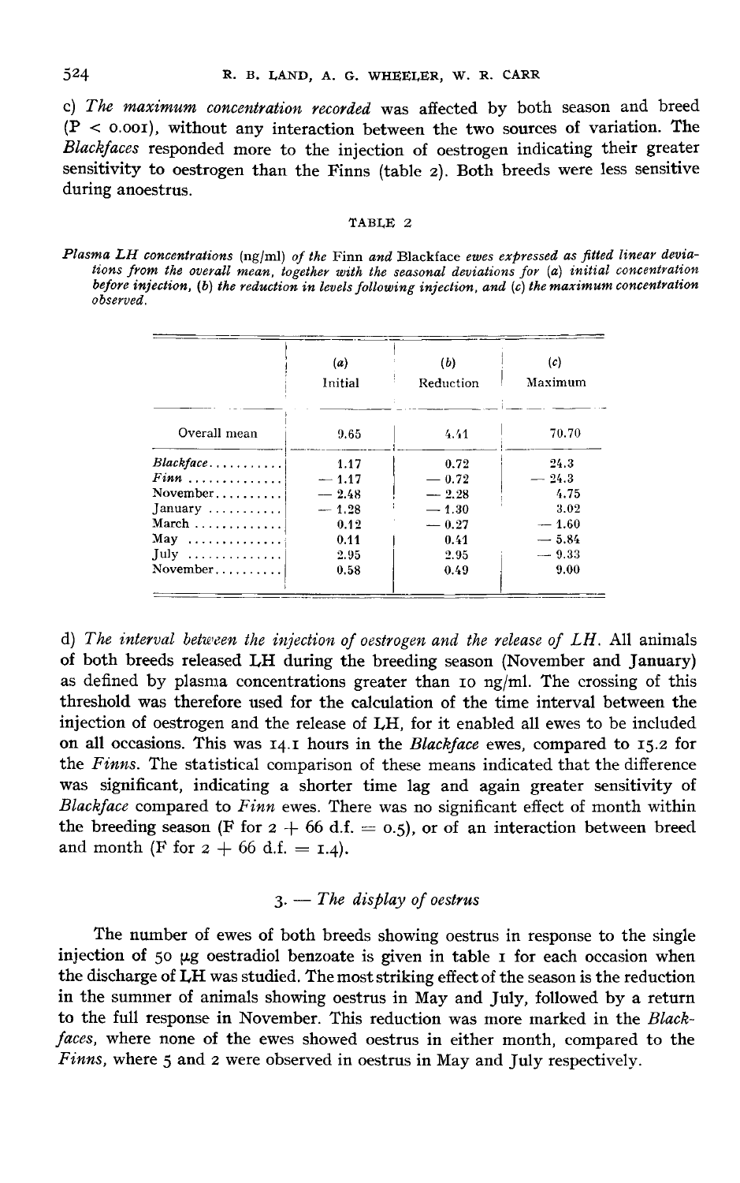c) *The maximum concentration recorded* was affected by both season and breed ($P < 0.001$), without any interaction between the two sources of variation. The *Blackfaces* responded more to the injection of oestrogen indicating their greater sensitivity to oestrogen than the Finns (table 2). Both breeds were less sensitive during anoestrus.

TABLE 2

*Plasma LH concentrations* (ng/ml) *of the* Finn *and* Blackface *ewes expressed as fitted linear deviations from the overall mean, together with the seasonal deviations for* (*a*) *initial concentration before injection,* (*b*) *the reduction in levels following injection, and* (*c*) *the maximum concentration observed.*

| | (*a*) Initial | (*b*) Reduction | (*c*) Maximum |
|---|---|---|---|
| Overall mean | 9.65 | 4.41 | 70.70 |
| *Blackface* | 1.17 | 0.72 | 24.3 |
| *Finn* | — 1.17 | — 0.72 | — 24.3 |
| November | — 2.48 | — 2.28 | 4.75 |
| January | — 1.28 | — 1.30 | 3.02 |
| March | 0.12 | — 0.27 | — 1.60 |
| May | 0.11 | 0.41 | — 5.84 |
| July | 2.95 | 2.95 | — 9.33 |
| November | 0.58 | 0.49 | 9.00 |

d) *The interval between the injection of oestrogen and the release of LH.* All animals of both breeds released LH during the breeding season (November and January) as defined by plasma concentrations greater than 10 ng/ml. The crossing of this threshold was therefore used for the calculation of the time interval between the injection of oestrogen and the release of LH, for it enabled all ewes to be included on all occasions. This was 14.1 hours in the *Blackface* ewes, compared to 15.2 for the *Finns*. The statistical comparison of these means indicated that the difference was significant, indicating a shorter time lag and again greater sensitivity of *Blackface* compared to *Finn* ewes. There was no significant effect of month within the breeding season (F for $2 + 66$ d.f. $= 0.5$), or of an interaction between breed and month (F for $2 + 66$ d.f. $= 1.4$).

### 3. — *The display of oestrus*

The number of ewes of both breeds showing oestrus in response to the single injection of 50 µg oestradiol benzoate is given in table 1 for each occasion when the discharge of LH was studied. The most striking effect of the season is the reduction in the summer of animals showing oestrus in May and July, followed by a return to the full response in November. This reduction was more marked in the *Blackfaces*, where none of the ewes showed oestrus in either month, compared to the *Finns*, where 5 and 2 were observed in oestrus in May and July respectively.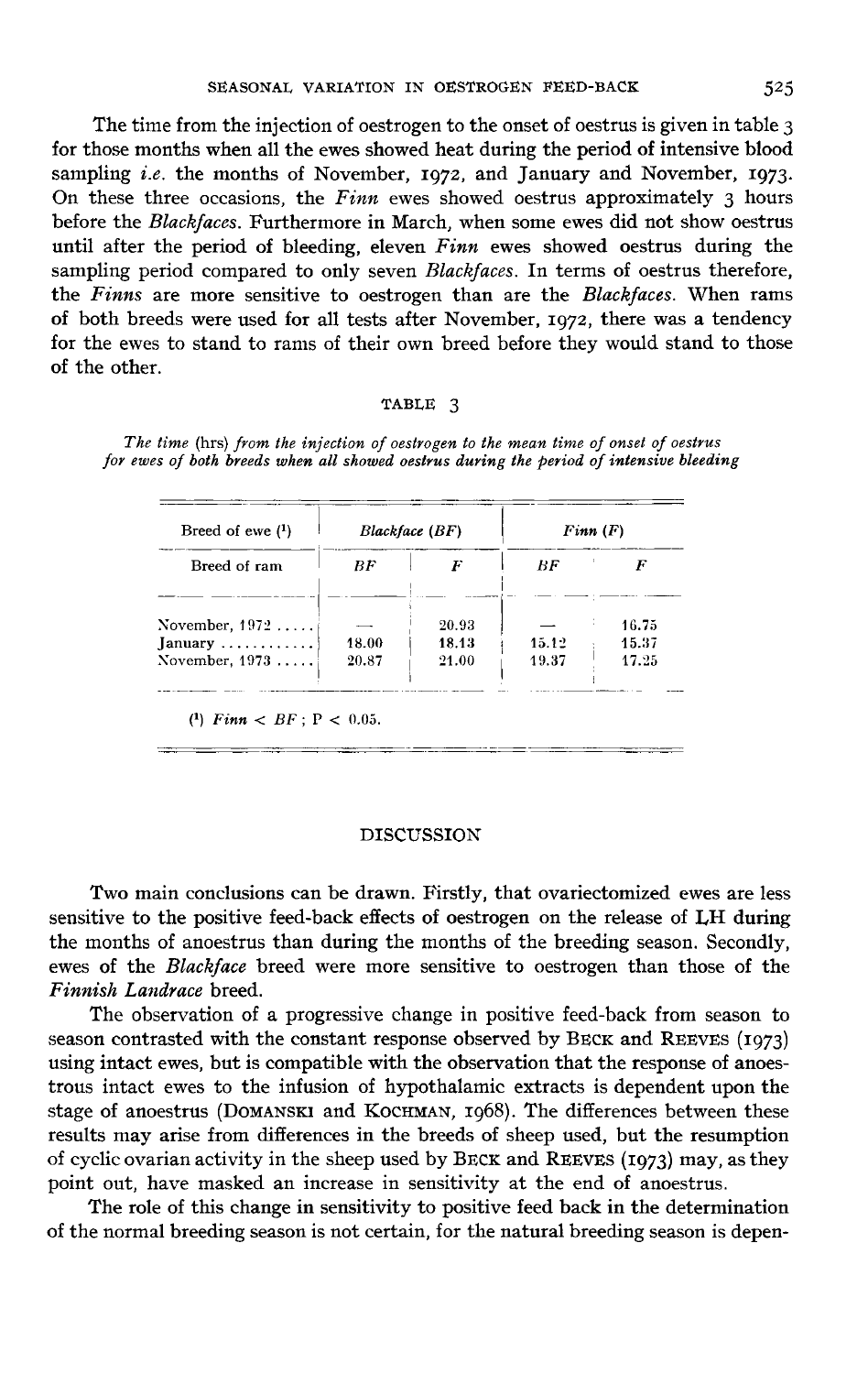The time from the injection of oestrogen to the onset of oestrus is given in table 3 for those months when all the ewes showed heat during the period of intensive blood sampling *i.e.* the months of November, 1972, and January and November, 1973. On these three occasions, the *Finn* ewes showed oestrus approximately 3 hours before the *Blackfaces*. Furthermore in March, when some ewes did not show oestrus until after the period of bleeding, eleven *Finn* ewes showed oestrus during the sampling period compared to only seven *Blackfaces*. In terms of oestrus therefore, the *Finns* are more sensitive to oestrogen than are the *Blackfaces*. When rams of both breeds were used for all tests after November, 1972, there was a tendency for the ewes to stand to rams of their own breed before they would stand to those of the other.

TABLE 3

*The time (hrs) from the injection of oestrogen to the mean time of onset of oestrus for ewes of both breeds when all showed oestrus during the period of intensive bleeding*

| Breed of ewe [1] | *Blackface (BF)* | | *Finn (F)* | |
|---|---|---|---|---|
| Breed of ram | *BF* | *F* | *BF* | *F* |
| November, 1972 | — | 20.93 | — | 16.75 |
| January | 18.00 | 18.13 | 15.12 | 15.37 |
| November, 1973 | 20.87 | 21.00 | 19.37 | 17.25 |

[1] *Finn* < *BF* ; $P < 0.05$.

## DISCUSSION

Two main conclusions can be drawn. Firstly, that ovariectomized ewes are less sensitive to the positive feed-back effects of oestrogen on the release of LH during the months of anoestrus than during the months of the breeding season. Secondly, ewes of the *Blackface* breed were more sensitive to oestrogen than those of the *Finnish Landrace* breed.

The observation of a progressive change in positive feed-back from season to season contrasted with the constant response observed by Beck and Reeves (1973) using intact ewes, but is compatible with the observation that the response of anoestrous intact ewes to the infusion of hypothalamic extracts is dependent upon the stage of anoestrus (Domanski and Kochman, 1968). The differences between these results may arise from differences in the breeds of sheep used, but the resumption of cyclic ovarian activity in the sheep used by Beck and Reeves (1973) may, as they point out, have masked an increase in sensitivity at the end of anoestrus.

The role of this change in sensitivity to positive feed back in the determination of the normal breeding season is not certain, for the natural breeding season is depen-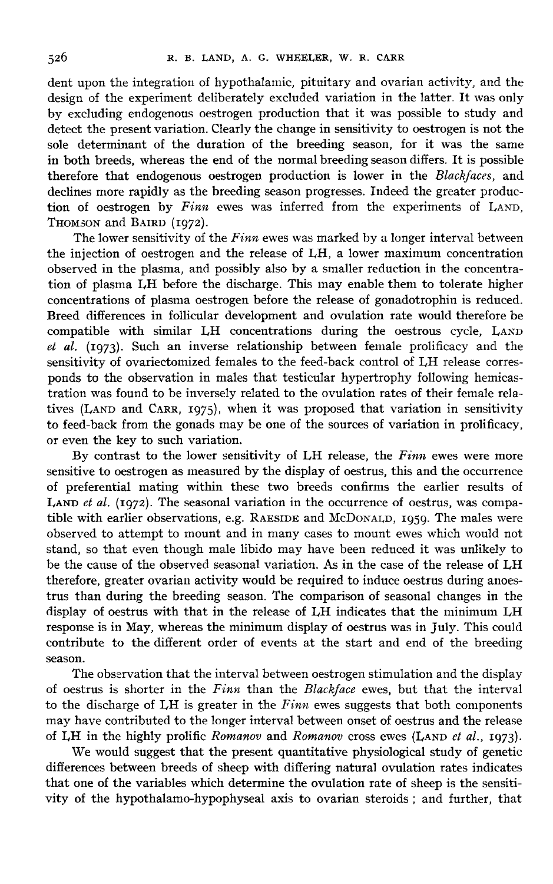dent upon the integration of hypothalamic, pituitary and ovarian activity, and the design of the experiment deliberately excluded variation in the latter. It was only by excluding endogenous oestrogen production that it was possible to study and detect the present variation. Clearly the change in sensitivity to oestrogen is not the sole determinant of the duration of the breeding season, for it was the same in both breeds, whereas the end of the normal breeding season differs. It is possible therefore that endogenous oestrogen production is lower in the *Blackfaces*, and declines more rapidly as the breeding season progresses. Indeed the greater production of oestrogen by *Finn* ewes was inferred from the experiments of LAND, THOMSON and BAIRD (1972).

The lower sensitivity of the *Finn* ewes was marked by a longer interval between the injection of oestrogen and the release of LH, a lower maximum concentration observed in the plasma, and possibly also by a smaller reduction in the concentration of plasma LH before the discharge. This may enable them to tolerate higher concentrations of plasma oestrogen before the release of gonadotrophin is reduced. Breed differences in follicular development and ovulation rate would therefore be compatible with similar LH concentrations during the oestrous cycle, LAND *et al.* (1973). Such an inverse relationship between female prolificacy and the sensitivity of ovariectomized females to the feed-back control of LH release corresponds to the observation in males that testicular hypertrophy following hemicastration was found to be inversely related to the ovulation rates of their female relatives (LAND and CARR, 1975), when it was proposed that variation in sensitivity to feed-back from the gonads may be one of the sources of variation in prolificacy, or even the key to such variation.

By contrast to the lower sensitivity of LH release, the *Finn* ewes were more sensitive to oestrogen as measured by the display of oestrus, this and the occurrence of preferential mating within these two breeds confirms the earlier results of LAND *et al.* (1972). The seasonal variation in the occurrence of oestrus, was compatible with earlier observations, e.g. RAESIDE and McDONALD, 1959. The males were observed to attempt to mount and in many cases to mount ewes which would not stand, so that even though male libido may have been reduced it was unlikely to be the cause of the observed seasonal variation. As in the case of the release of LH therefore, greater ovarian activity would be required to induce oestrus during anoestrus than during the breeding season. The comparison of seasonal changes in the display of oestrus with that in the release of LH indicates that the minimum LH response is in May, whereas the minimum display of oestrus was in July. This could contribute to the different order of events at the start and end of the breeding season.

The observation that the interval between oestrogen stimulation and the display of oestrus is shorter in the *Finn* than the *Blackface* ewes, but that the interval to the discharge of LH is greater in the *Finn* ewes suggests that both components may have contributed to the longer interval between onset of oestrus and the release of LH in the highly prolific *Romanov* and *Romanov* cross ewes (LAND *et al.*, 1973).

We would suggest that the present quantitative physiological study of genetic differences between breeds of sheep with differing natural ovulation rates indicates that one of the variables which determine the ovulation rate of sheep is the sensitivity of the hypothalamo-hypophyseal axis to ovarian steroids ; and further, that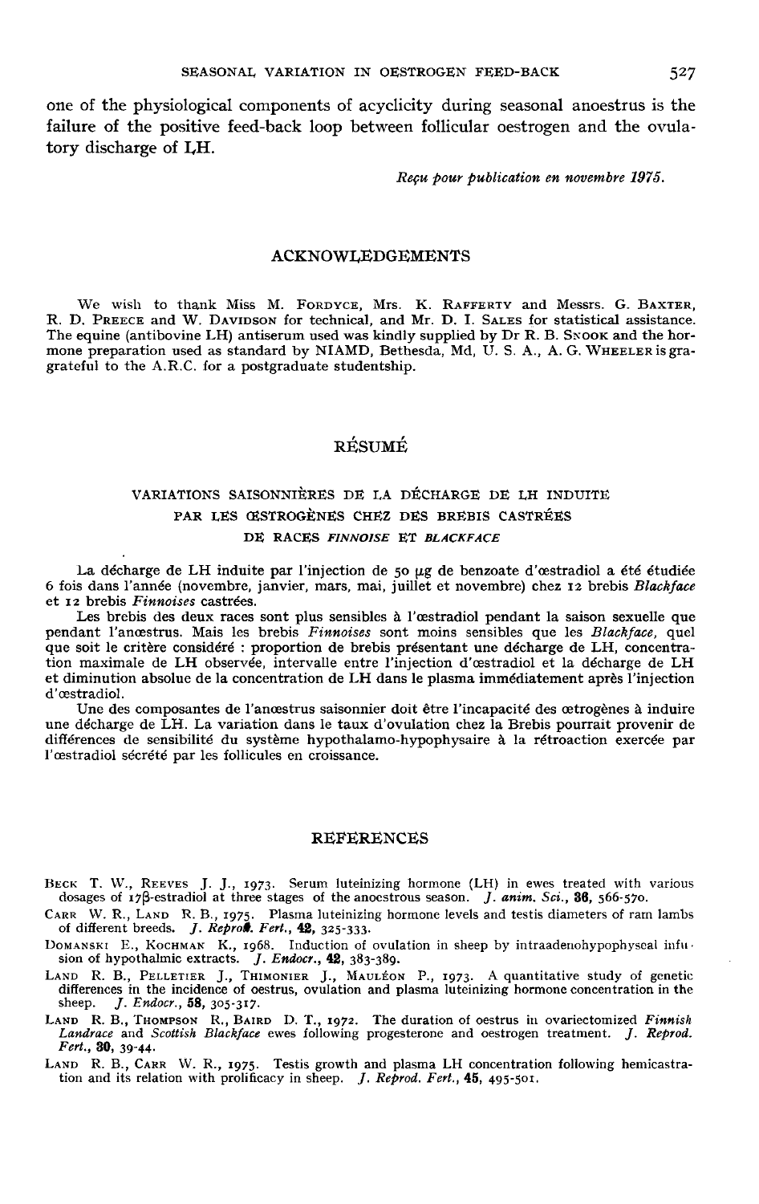one of the physiological components of acyclicity during seasonal anoestrus is the failure of the positive feed-back loop between follicular oestrogen and the ovulatory discharge of LH.

*Reçu pour publication en novembre 1975.*

## ACKNOWLEDGEMENTS

We wish to thank Miss M. FORDYCE, Mrs. K. RAFFERTY and Messrs. G. BAXTER, R. D. PREECE and W. DAVIDSON for technical, and Mr. D. I. SALES for statistical assistance. The equine (antibovine LH) antiserum used was kindly supplied by Dr R. B. SNOOK and the hormone preparation used as standard by NIAMD, Bethesda, Md, U. S. A., A. G. WHEELER is gragrateful to the A.R.C. for a postgraduate studentship.

## RÉSUMÉ

### VARIATIONS SAISONNIÈRES DE LA DÉCHARGE DE LH INDUITE PAR LES ŒSTROGÈNES CHEZ DES BREBIS CASTRÉES DE RACES *FINNOISE* ET *BLACKFACE*

La décharge de LH induite par l'injection de 50 µg de benzoate d'œstradiol a été étudiée 6 fois dans l'année (novembre, janvier, mars, mai, juillet et novembre) chez 12 brebis *Blackface* et 12 brebis *Finnoises* castrées.

Les brebis des deux races sont plus sensibles à l'œstradiol pendant la saison sexuelle que pendant l'anœstrus. Mais les brebis *Finnoises* sont moins sensibles que les *Blackface*, quel que soit le critère considéré : proportion de brebis présentant une décharge de LH, concentration maximale de LH observée, intervalle entre l'injection d'œstradiol et la décharge de LH et diminution absolue de la concentration de LH dans le plasma immédiatement après l'injection d'œstradiol.

Une des composantes de l'anœstrus saisonnier doit être l'incapacité des œtrogènes à induire une décharge de LH. La variation dans le taux d'ovulation chez la Brebis pourrait provenir de différences de sensibilité du système hypothalamo-hypophysaire à la rétroaction exercée par l'œstradiol sécrété par les follicules en croissance.

## REFERENCES

BECK T. W., REEVES J. J., 1973. Serum luteinizing hormone (LH) in ewes treated with various dosages of 17β-estradiol at three stages of the anoestrous season. *J. anim. Sci.*, **36**, 566-570.

CARR W. R., LAND R. B., 1975. Plasma luteinizing hormone levels and testis diameters of ram lambs of different breeds. *J. Reprod. Fert.*, **42**, 325-333.

DOMANSKI E., KOCHMAN K., 1968. Induction of ovulation in sheep by intraadenohypophyseal infusion of hypothalmic extracts. *J. Endocr.*, **42**, 383-389.

LAND R. B., PELLETIER J., THIMONIER J., MAULÉON P., 1973. A quantitative study of genetic differences in the incidence of oestrus, ovulation and plasma luteinizing hormone concentration in the sheep. *J. Endocr.*, **58**, 305-317.

LAND R. B., THOMPSON R., BAIRD D. T., 1972. The duration of oestrus in ovariectomized *Finnish Landrace* and *Scottish Blackface* ewes following progesterone and oestrogen treatment. *J. Reprod. Fert.*, **30**, 39-44.

LAND R. B., CARR W. R., 1975. Testis growth and plasma LH concentration following hemicastration and its relation with prolificacy in sheep. *J. Reprod. Fert.*, **45**, 495-501.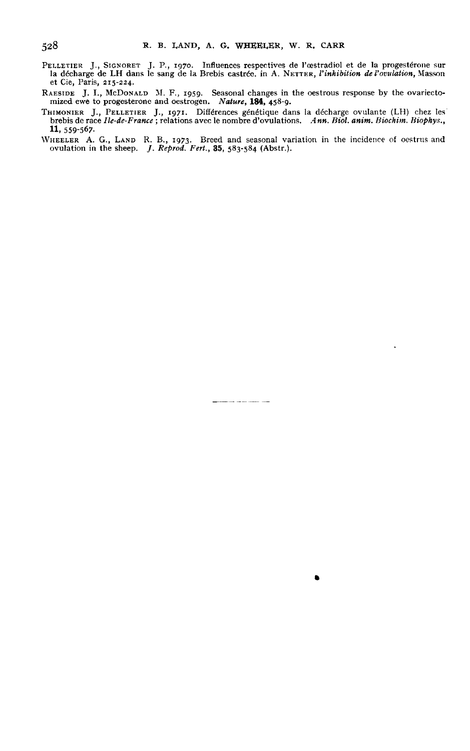PELLETIER J., SIGNORET J. P., 1970. Influences respectives de l'œstradiol et de la progestérone sur la décharge de LH dans le sang de la Brebis castrée. in A. NETTER, *l'inhibition de l'ovulation*, Masson et Cie, Paris, 215-224.

RAESIDE J. I., McDONALD M. F., 1959. Seasonal changes in the oestrous response by the ovariectomized ewe to progesterone and oestrogen. *Nature*, **184**, 458-9.

THIMONIER J., PELLETIER J., 1971. Différences génétique dans la décharge ovulante (LH) chez les brebis de race *Ile-de-France* ; relations avec le nombre d'ovulations. *Ann. Biol. anim. Biochim. Biophys.*, **11**, 559-567.

WHEELER A. G., LAND R. B., 1973. Breed and seasonal variation in the incidence of oestrus and ovulation in the sheep. *J. Reprod. Fert.*, **35**, 583-584 (Abstr.).